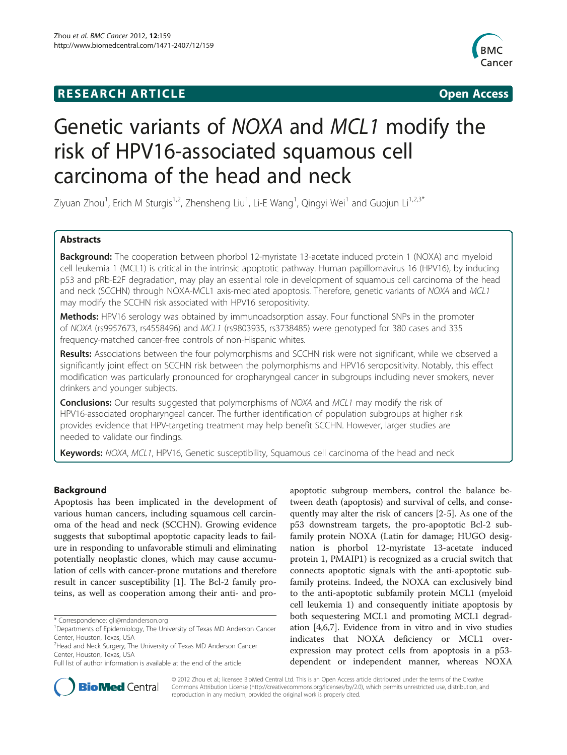**RESEARCH ARTICLE** **Open Access**

# Genetic variants of *NOXA* and *MCL1* modify the risk of HPV16-associated squamous cell carcinoma of the head and neck

Ziyuan Zhou[1], Erich M Sturgis[1,2], Zhensheng Liu[1], Li-E Wang[1], Qingyi Wei[1] and Guojun Li[1,2,3*]

## Abstracts

**Background:** The cooperation between phorbol 12-myristate 13-acetate induced protein 1 (NOXA) and myeloid cell leukemia 1 (MCL1) is critical in the intrinsic apoptotic pathway. Human papillomavirus 16 (HPV16), by inducing p53 and pRb-E2F degradation, may play an essential role in development of squamous cell carcinoma of the head and neck (SCCHN) through NOXA-MCL1 axis-mediated apoptosis. Therefore, genetic variants of *NOXA* and *MCL1* may modify the SCCHN risk associated with HPV16 seropositivity.

**Methods:** HPV16 serology was obtained by immunoadsorption assay. Four functional SNPs in the promoter of *NOXA* (rs9957673, rs4558496) and *MCL1* (rs9803935, rs3738485) were genotyped for 380 cases and 335 frequency-matched cancer-free controls of non-Hispanic whites.

**Results:** Associations between the four polymorphisms and SCCHN risk were not significant, while we observed a significantly joint effect on SCCHN risk between the polymorphisms and HPV16 seropositivity. Notably, this effect modification was particularly pronounced for oropharyngeal cancer in subgroups including never smokers, never drinkers and younger subjects.

**Conclusions:** Our results suggested that polymorphisms of *NOXA* and *MCL1* may modify the risk of HPV16-associated oropharyngeal cancer. The further identification of population subgroups at higher risk provides evidence that HPV-targeting treatment may help benefit SCCHN. However, larger studies are needed to validate our findings.

**Keywords:** *NOXA*, *MCL1*, HPV16, Genetic susceptibility, Squamous cell carcinoma of the head and neck

## Background

Apoptosis has been implicated in the development of various human cancers, including squamous cell carcinoma of the head and neck (SCCHN). Growing evidence suggests that suboptimal apoptotic capacity leads to failure in responding to unfavorable stimuli and eliminating potentially neoplastic clones, which may cause accumulation of cells with cancer-prone mutations and therefore result in cancer susceptibility [1]. The Bcl-2 family proteins, as well as cooperation among their anti- and pro-apoptotic subgroup members, control the balance between death (apoptosis) and survival of cells, and consequently may alter the risk of cancers [2-5]. As one of the p53 downstream targets, the pro-apoptotic Bcl-2 subfamily protein NOXA (Latin for damage; HUGO designation is phorbol 12-myristate 13-acetate induced protein 1, PMAIP1) is recognized as a crucial switch that connects apoptotic signals with the anti-apoptotic subfamily proteins. Indeed, the NOXA can exclusively bind to the anti-apoptotic subfamily protein MCL1 (myeloid cell leukemia 1) and consequently initiate apoptosis by both sequestering MCL1 and promoting MCL1 degradation [4,6,7]. Evidence from in vitro and in vivo studies indicates that NOXA deficiency or MCL1 overexpression may protect cells from apoptosis in a p53-dependent or independent manner, whereas NOXA

\* Correspondence: gli@mdanderson.org

[1]Departments of Epidemiology, The University of Texas MD Anderson Cancer Center, Houston, Texas, USA

[2]Head and Neck Surgery, The University of Texas MD Anderson Cancer Center, Houston, Texas, USA

Full list of author information is available at the end of the article

© 2012 Zhou et al.; licensee BioMed Central Ltd. This is an Open Access article distributed under the terms of the Creative Commons Attribution License (http://creativecommons.org/licenses/by/2.0), which permits unrestricted use, distribution, and reproduction in any medium, provided the original work is properly cited.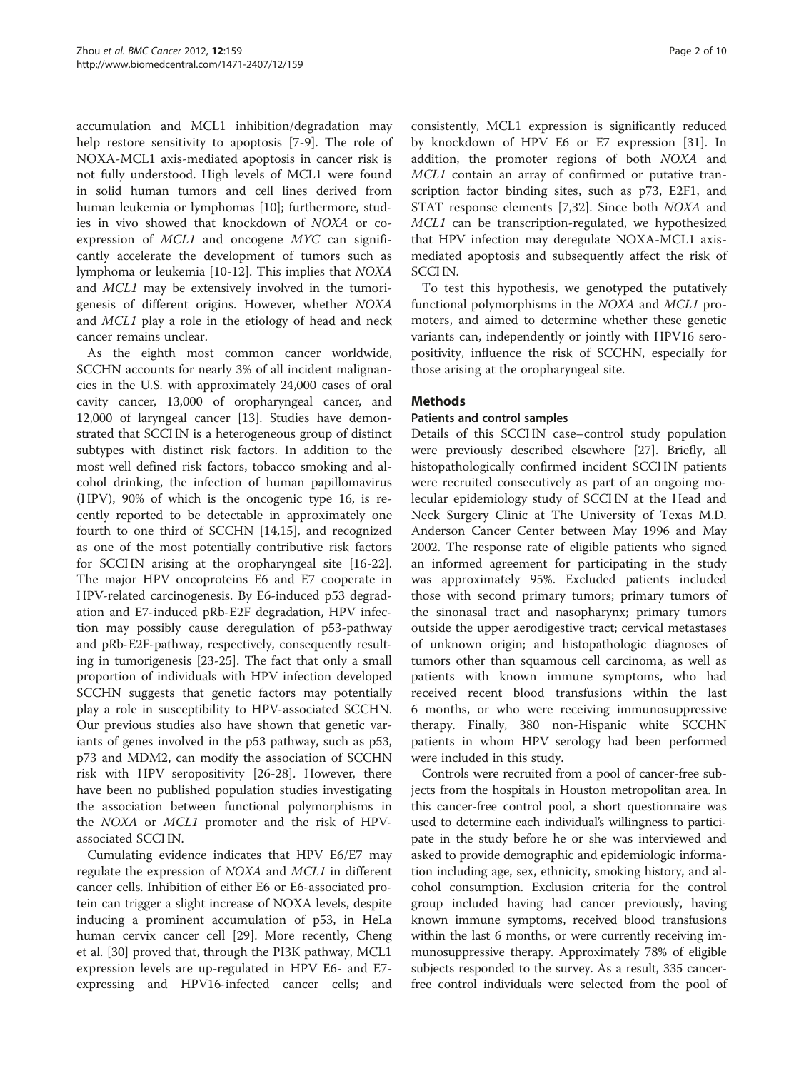accumulation and MCL1 inhibition/degradation may help restore sensitivity to apoptosis [7-9]. The role of NOXA-MCL1 axis-mediated apoptosis in cancer risk is not fully understood. High levels of MCL1 were found in solid human tumors and cell lines derived from human leukemia or lymphomas [10]; furthermore, studies in vivo showed that knockdown of *NOXA* or co-expression of *MCL1* and oncogene *MYC* can significantly accelerate the development of tumors such as lymphoma or leukemia [10-12]. This implies that *NOXA* and *MCL1* may be extensively involved in the tumorigenesis of different origins. However, whether *NOXA* and *MCL1* play a role in the etiology of head and neck cancer remains unclear.

As the eighth most common cancer worldwide, SCCHN accounts for nearly 3% of all incident malignancies in the U.S. with approximately 24,000 cases of oral cavity cancer, 13,000 of oropharyngeal cancer, and 12,000 of laryngeal cancer [13]. Studies have demonstrated that SCCHN is a heterogeneous group of distinct subtypes with distinct risk factors. In addition to the most well defined risk factors, tobacco smoking and alcohol drinking, the infection of human papillomavirus (HPV), 90% of which is the oncogenic type 16, is recently reported to be detectable in approximately one fourth to one third of SCCHN [14,15], and recognized as one of the most potentially contributive risk factors for SCCHN arising at the oropharyngeal site [16-22]. The major HPV oncoproteins E6 and E7 cooperate in HPV-related carcinogenesis. By E6-induced p53 degradation and E7-induced pRb-E2F degradation, HPV infection may possibly cause deregulation of p53-pathway and pRb-E2F-pathway, respectively, consequently resulting in tumorigenesis [23-25]. The fact that only a small proportion of individuals with HPV infection developed SCCHN suggests that genetic factors may potentially play a role in susceptibility to HPV-associated SCCHN. Our previous studies also have shown that genetic variants of genes involved in the p53 pathway, such as p53, p73 and MDM2, can modify the association of SCCHN risk with HPV seropositivity [26-28]. However, there have been no published population studies investigating the association between functional polymorphisms in the *NOXA* or *MCL1* promoter and the risk of HPV-associated SCCHN.

Cumulating evidence indicates that HPV E6/E7 may regulate the expression of *NOXA* and *MCL1* in different cancer cells. Inhibition of either E6 or E6-associated protein can trigger a slight increase of NOXA levels, despite inducing a prominent accumulation of p53, in HeLa human cervix cancer cell [29]. More recently, Cheng et al. [30] proved that, through the PI3K pathway, MCL1 expression levels are up-regulated in HPV E6- and E7-expressing and HPV16-infected cancer cells; and consistently, MCL1 expression is significantly reduced by knockdown of HPV E6 or E7 expression [31]. In addition, the promoter regions of both *NOXA* and *MCL1* contain an array of confirmed or putative transcription factor binding sites, such as p73, E2F1, and STAT response elements [7,32]. Since both *NOXA* and *MCL1* can be transcription-regulated, we hypothesized that HPV infection may deregulate NOXA-MCL1 axis-mediated apoptosis and subsequently affect the risk of SCCHN.

To test this hypothesis, we genotyped the putatively functional polymorphisms in the *NOXA* and *MCL1* promoters, and aimed to determine whether these genetic variants can, independently or jointly with HPV16 seropositivity, influence the risk of SCCHN, especially for those arising at the oropharyngeal site.

## Methods

### Patients and control samples

Details of this SCCHN case–control study population were previously described elsewhere [27]. Briefly, all histopathologically confirmed incident SCCHN patients were recruited consecutively as part of an ongoing molecular epidemiology study of SCCHN at the Head and Neck Surgery Clinic at The University of Texas M.D. Anderson Cancer Center between May 1996 and May 2002. The response rate of eligible patients who signed an informed agreement for participating in the study was approximately 95%. Excluded patients included those with second primary tumors; primary tumors of the sinonasal tract and nasopharynx; primary tumors outside the upper aerodigestive tract; cervical metastases of unknown origin; and histopathologic diagnoses of tumors other than squamous cell carcinoma, as well as patients with known immune symptoms, who had received recent blood transfusions within the last 6 months, or who were receiving immunosuppressive therapy. Finally, 380 non-Hispanic white SCCHN patients in whom HPV serology had been performed were included in this study.

Controls were recruited from a pool of cancer-free subjects from the hospitals in Houston metropolitan area. In this cancer-free control pool, a short questionnaire was used to determine each individual's willingness to participate in the study before he or she was interviewed and asked to provide demographic and epidemiologic information including age, sex, ethnicity, smoking history, and alcohol consumption. Exclusion criteria for the control group included having had cancer previously, having known immune symptoms, received blood transfusions within the last 6 months, or were currently receiving immunosuppressive therapy. Approximately 78% of eligible subjects responded to the survey. As a result, 335 cancer-free control individuals were selected from the pool of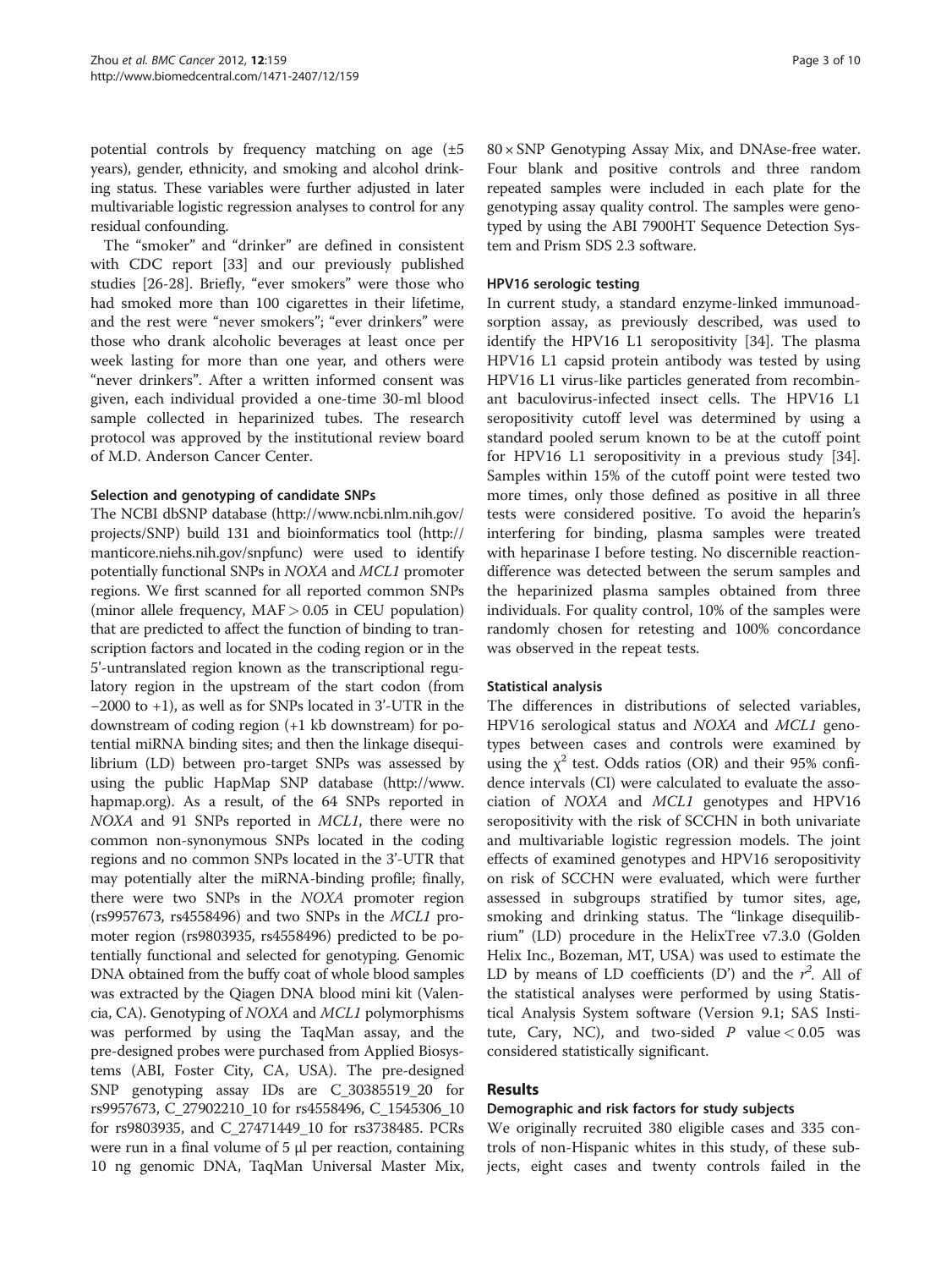potential controls by frequency matching on age (±5 years), gender, ethnicity, and smoking and alcohol drinking status. These variables were further adjusted in later multivariable logistic regression analyses to control for any residual confounding.

The "smoker" and "drinker" are defined in consistent with CDC report [33] and our previously published studies [26-28]. Briefly, "ever smokers" were those who had smoked more than 100 cigarettes in their lifetime, and the rest were "never smokers"; "ever drinkers" were those who drank alcoholic beverages at least once per week lasting for more than one year, and others were "never drinkers". After a written informed consent was given, each individual provided a one-time 30-ml blood sample collected in heparinized tubes. The research protocol was approved by the institutional review board of M.D. Anderson Cancer Center.

#### Selection and genotyping of candidate SNPs

The NCBI dbSNP database (http://www.ncbi.nlm.nih.gov/projects/SNP) build 131 and bioinformatics tool (http://manticore.niehs.nih.gov/snpfunc) were used to identify potentially functional SNPs in *NOXA* and *MCL1* promoter regions. We first scanned for all reported common SNPs (minor allele frequency, MAF > 0.05 in CEU population) that are predicted to affect the function of binding to transcription factors and located in the coding region or in the 5'-untranslated region known as the transcriptional regulatory region in the upstream of the start codon (from −2000 to +1), as well as for SNPs located in 3'-UTR in the downstream of coding region (+1 kb downstream) for potential miRNA binding sites; and then the linkage disequilibrium (LD) between pro-target SNPs was assessed by using the public HapMap SNP database (http://www.hapmap.org). As a result, of the 64 SNPs reported in *NOXA* and 91 SNPs reported in *MCL1*, there were no common non-synonymous SNPs located in the coding regions and no common SNPs located in the 3'-UTR that may potentially alter the miRNA-binding profile; finally, there were two SNPs in the *NOXA* promoter region (rs9957673, rs4558496) and two SNPs in the *MCL1* promoter region (rs9803935, rs4558496) predicted to be potentially functional and selected for genotyping. Genomic DNA obtained from the buffy coat of whole blood samples was extracted by the Qiagen DNA blood mini kit (Valencia, CA). Genotyping of *NOXA* and *MCL1* polymorphisms was performed by using the TaqMan assay, and the pre-designed probes were purchased from Applied Biosystems (ABI, Foster City, CA, USA). The pre-designed SNP genotyping assay IDs are C_30385519_20 for rs9957673, C_27902210_10 for rs4558496, C_1545306_10 for rs9803935, and C_27471449_10 for rs3738485. PCRs were run in a final volume of 5 μl per reaction, containing 10 ng genomic DNA, TaqMan Universal Master Mix, 80 × SNP Genotyping Assay Mix, and DNAse-free water. Four blank and positive controls and three random repeated samples were included in each plate for the genotyping assay quality control. The samples were genotyped by using the ABI 7900HT Sequence Detection System and Prism SDS 2.3 software.

#### HPV16 serologic testing

In current study, a standard enzyme-linked immunoadsorption assay, as previously described, was used to identify the HPV16 L1 seropositivity [34]. The plasma HPV16 L1 capsid protein antibody was tested by using HPV16 L1 virus-like particles generated from recombinant baculovirus-infected insect cells. The HPV16 L1 seropositivity cutoff level was determined by using a standard pooled serum known to be at the cutoff point for HPV16 L1 seropositivity in a previous study [34]. Samples within 15% of the cutoff point were tested two more times, only those defined as positive in all three tests were considered positive. To avoid the heparin's interfering for binding, plasma samples were treated with heparinase I before testing. No discernible reaction-difference was detected between the serum samples and the heparinized plasma samples obtained from three individuals. For quality control, 10% of the samples were randomly chosen for retesting and 100% concordance was observed in the repeat tests.

#### Statistical analysis

The differences in distributions of selected variables, HPV16 serological status and *NOXA* and *MCL1* genotypes between cases and controls were examined by using the $\chi^2$ test. Odds ratios (OR) and their 95% confidence intervals (CI) were calculated to evaluate the association of *NOXA* and *MCL1* genotypes and HPV16 seropositivity with the risk of SCCHN in both univariate and multivariable logistic regression models. The joint effects of examined genotypes and HPV16 seropositivity on risk of SCCHN were evaluated, which were further assessed in subgroups stratified by tumor sites, age, smoking and drinking status. The "linkage disequilibrium" (LD) procedure in the HelixTree v7.3.0 (Golden Helix Inc., Bozeman, MT, USA) was used to estimate the LD by means of LD coefficients (D') and the $r^2$. All of the statistical analyses were performed by using Statistical Analysis System software (Version 9.1; SAS Institute, Cary, NC), and two-sided $P$ value < 0.05 was considered statistically significant.

## Results

#### Demographic and risk factors for study subjects

We originally recruited 380 eligible cases and 335 controls of non-Hispanic whites in this study, of these subjects, eight cases and twenty controls failed in the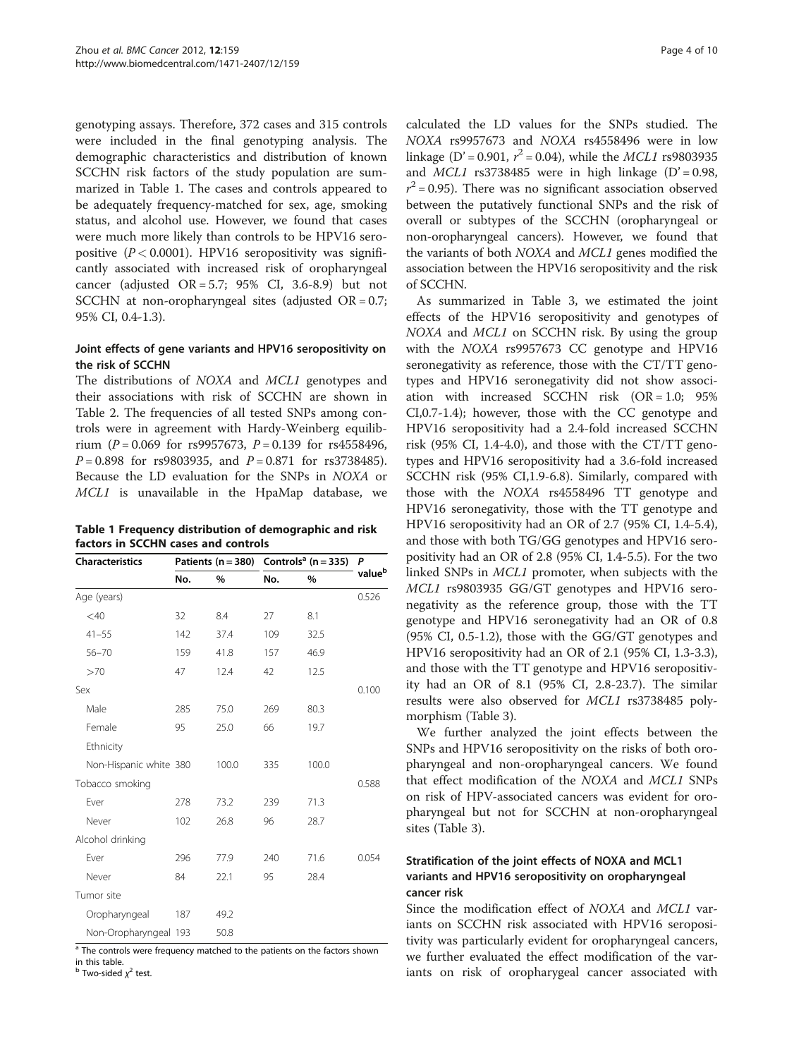genotyping assays. Therefore, 372 cases and 315 controls were included in the final genotyping analysis. The demographic characteristics and distribution of known SCCHN risk factors of the study population are summarized in Table 1. The cases and controls appeared to be adequately frequency-matched for sex, age, smoking status, and alcohol use. However, we found that cases were much more likely than controls to be HPV16 seropositive ($P < 0.0001$). HPV16 seropositivity was significantly associated with increased risk of oropharyngeal cancer (adjusted OR = 5.7; 95% CI, 3.6-8.9) but not SCCHN at non-oropharyngeal sites (adjusted OR = 0.7; 95% CI, 0.4-1.3).

### Joint effects of gene variants and HPV16 seropositivity on the risk of SCCHN

The distributions of *NOXA* and *MCL1* genotypes and their associations with risk of SCCHN are shown in Table 2. The frequencies of all tested SNPs among controls were in agreement with Hardy-Weinberg equilibrium ($P = 0.069$ for rs9957673, $P = 0.139$ for rs4558496, $P = 0.898$ for rs9803935, and $P = 0.871$ for rs3738485). Because the LD evaluation for the SNPs in *NOXA* or *MCL1* is unavailable in the HpaMap database, we calculated the LD values for the SNPs studied. The *NOXA* rs9957673 and *NOXA* rs4558496 were in low linkage (D' = 0.901, $r^2 = 0.04$), while the *MCL1* rs9803935 and *MCL1* rs3738485 were in high linkage (D' = 0.98, $r^2 = 0.95$). There was no significant association observed between the putatively functional SNPs and the risk of overall or subtypes of the SCCHN (oropharyngeal or non-oropharyngeal cancers). However, we found that the variants of both *NOXA* and *MCL1* genes modified the association between the HPV16 seropositivity and the risk of SCCHN.

As summarized in Table 3, we estimated the joint effects of the HPV16 seropositivity and genotypes of *NOXA* and *MCL1* on SCCHN risk. By using the group with the *NOXA* rs9957673 CC genotype and HPV16 seronegativity as reference, those with the CT/TT genotypes and HPV16 seronegativity did not show association with increased SCCHN risk (OR = 1.0; 95% CI,0.7-1.4); however, those with the CC genotype and HPV16 seropositivity had a 2.4-fold increased SCCHN risk (95% CI, 1.4-4.0), and those with the CT/TT genotypes and HPV16 seropositivity had a 3.6-fold increased SCCHN risk (95% CI,1.9-6.8). Similarly, compared with those with the *NOXA* rs4558496 TT genotype and HPV16 seronegativity, those with the TT genotype and HPV16 seropositivity had an OR of 2.7 (95% CI, 1.4-5.4), and those with both TG/GG genotypes and HPV16 seropositivity had an OR of 2.8 (95% CI, 1.4-5.5). For the two linked SNPs in *MCL1* promoter, when subjects with the *MCL1* rs9803935 GG/GT genotypes and HPV16 seronegativity as the reference group, those with the TT genotype and HPV16 seronegativity had an OR of 0.8 (95% CI, 0.5-1.2), those with the GG/GT genotypes and HPV16 seropositivity had an OR of 2.1 (95% CI, 1.3-3.3), and those with the TT genotype and HPV16 seropositivity had an OR of 8.1 (95% CI, 2.8-23.7). The similar results were also observed for *MCL1* rs3738485 polymorphism (Table 3).

We further analyzed the joint effects between the SNPs and HPV16 seropositivity on the risks of both oropharyngeal and non-oropharyngeal cancers. We found that effect modification of the *NOXA* and *MCL1* SNPs on risk of HPV-associated cancers was evident for oropharyngeal but not for SCCHN at non-oropharyngeal sites (Table 3).

### Stratification of the joint effects of NOXA and MCL1 variants and HPV16 seropositivity on oropharyngeal cancer risk

Since the modification effect of *NOXA* and *MCL1* variants on SCCHN risk associated with HPV16 seropositivity was particularly evident for oropharyngeal cancers, we further evaluated the effect modification of the variants on risk of oropharygeal cancer associated with

**Table 1 Frequency distribution of demographic and risk factors in SCCHN cases and controls**

| Characteristics | Patients (n = 380) | | Controls[a] (n = 335) | | P value[b] |
|---|---|---|---|---|---|
| | No. | % | No. | % | |
| Age (years) | | | | | 0.526 |
| <40 | 32 | 8.4 | 27 | 8.1 | |
| 41–55 | 142 | 37.4 | 109 | 32.5 | |
| 56–70 | 159 | 41.8 | 157 | 46.9 | |
| >70 | 47 | 12.4 | 42 | 12.5 | |
| Sex | | | | | 0.100 |
| Male | 285 | 75.0 | 269 | 80.3 | |
| Female | 95 | 25.0 | 66 | 19.7 | |
| Ethnicity | | | | | |
| Non-Hispanic white | 380 | 100.0 | 335 | 100.0 | |
| Tobacco smoking | | | | | 0.588 |
| Ever | 278 | 73.2 | 239 | 71.3 | |
| Never | 102 | 26.8 | 96 | 28.7 | |
| Alcohol drinking | | | | | |
| Ever | 296 | 77.9 | 240 | 71.6 | 0.054 |
| Never | 84 | 22.1 | 95 | 28.4 | |
| Tumor site | | | | | |
| Oropharyngeal | 187 | 49.2 | | | |
| Non-Oropharyngeal | 193 | 50.8 | | | |

[a] The controls were frequency matched to the patients on the factors shown in this table.
[b] Two-sided $\chi^2$ test.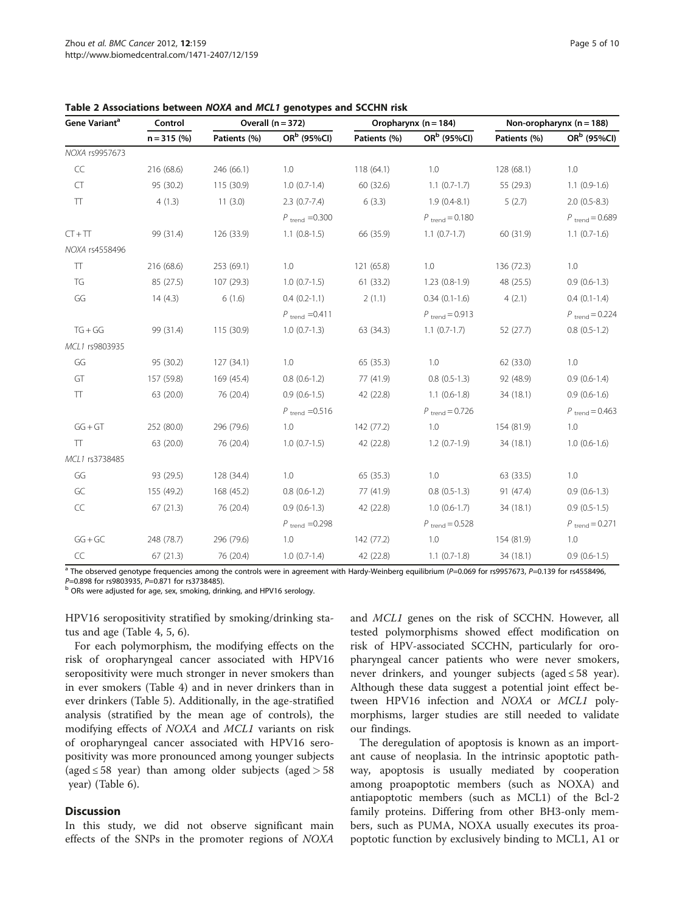**Table 2 Associations between *NOXA* and *MCL1* genotypes and SCCHN risk**

| Gene Variant[a] | Control | Overall (n = 372) | | Oropharynx (n = 184) | | Non-oropharynx (n = 188) | |
|---|---|---|---|---|---|---|---|
| | n = 315 (%) | Patients (%) | OR[b] (95%CI) | Patients (%) | OR[b] (95%CI) | Patients (%) | OR[b] (95%CI) |
| *NOXA* rs9957673 | | | | | | | |
| CC | 216 (68.6) | 246 (66.1) | 1.0 | 118 (64.1) | 1.0 | 128 (68.1) | 1.0 |
| CT | 95 (30.2) | 115 (30.9) | 1.0 (0.7-1.4) | 60 (32.6) | 1.1 (0.7-1.7) | 55 (29.3) | 1.1 (0.9-1.6) |
| TT | 4 (1.3) | 11 (3.0) | 2.3 (0.7-7.4) | 6 (3.3) | 1.9 (0.4-8.1) | 5 (2.7) | 2.0 (0.5-8.3) |
| | | | $P_{trend}$ =0.300 | | $P_{trend}$ = 0.180 | | $P_{trend}$ = 0.689 |
| CT + TT | 99 (31.4) | 126 (33.9) | 1.1 (0.8-1.5) | 66 (35.9) | 1.1 (0.7-1.7) | 60 (31.9) | 1.1 (0.7-1.6) |
| *NOXA* rs4558496 | | | | | | | |
| TT | 216 (68.6) | 253 (69.1) | 1.0 | 121 (65.8) | 1.0 | 136 (72.3) | 1.0 |
| TG | 85 (27.5) | 107 (29.3) | 1.0 (0.7-1.5) | 61 (33.2) | 1.23 (0.8-1.9) | 48 (25.5) | 0.9 (0.6-1.3) |
| GG | 14 (4.3) | 6 (1.6) | 0.4 (0.2-1.1) | 2 (1.1) | 0.34 (0.1-1.6) | 4 (2.1) | 0.4 (0.1-1.4) |
| | | | $P_{trend}$ =0.411 | | $P_{trend}$ = 0.913 | | $P_{trend}$ = 0.224 |
| TG + GG | 99 (31.4) | 115 (30.9) | 1.0 (0.7-1.3) | 63 (34.3) | 1.1 (0.7-1.7) | 52 (27.7) | 0.8 (0.5-1.2) |
| *MCL1* rs9803935 | | | | | | | |
| GG | 95 (30.2) | 127 (34.1) | 1.0 | 65 (35.3) | 1.0 | 62 (33.0) | 1.0 |
| GT | 157 (59.8) | 169 (45.4) | 0.8 (0.6-1.2) | 77 (41.9) | 0.8 (0.5-1.3) | 92 (48.9) | 0.9 (0.6-1.4) |
| TT | 63 (20.0) | 76 (20.4) | 0.9 (0.6-1.5) | 42 (22.8) | 1.1 (0.6-1.8) | 34 (18.1) | 0.9 (0.6-1.6) |
| | | | $P_{trend}$ =0.516 | | $P_{trend}$ = 0.726 | | $P_{trend}$ = 0.463 |
| GG + GT | 252 (80.0) | 296 (79.6) | 1.0 | 142 (77.2) | 1.0 | 154 (81.9) | 1.0 |
| TT | 63 (20.0) | 76 (20.4) | 1.0 (0.7-1.5) | 42 (22.8) | 1.2 (0.7-1.9) | 34 (18.1) | 1.0 (0.6-1.6) |
| *MCL1* rs3738485 | | | | | | | |
| GG | 93 (29.5) | 128 (34.4) | 1.0 | 65 (35.3) | 1.0 | 63 (33.5) | 1.0 |
| GC | 155 (49.2) | 168 (45.2) | 0.8 (0.6-1.2) | 77 (41.9) | 0.8 (0.5-1.3) | 91 (47.4) | 0.9 (0.6-1.3) |
| CC | 67 (21.3) | 76 (20.4) | 0.9 (0.6-1.3) | 42 (22.8) | 1.0 (0.6-1.7) | 34 (18.1) | 0.9 (0.5-1.5) |
| | | | $P_{trend}$ =0.298 | | $P_{trend}$ = 0.528 | | $P_{trend}$ = 0.271 |
| GG + GC | 248 (78.7) | 296 (79.6) | 1.0 | 142 (77.2) | 1.0 | 154 (81.9) | 1.0 |
| CC | 67 (21.3) | 76 (20.4) | 1.0 (0.7-1.4) | 42 (22.8) | 1.1 (0.7-1.8) | 34 (18.1) | 0.9 (0.6-1.5) |

[a] The observed genotype frequencies among the controls were in agreement with Hardy-Weinberg equilibrium (*P*=0.069 for rs9957673, *P*=0.139 for rs4558496, *P*=0.898 for rs9803935, *P*=0.871 for rs3738485).
[b] ORs were adjusted for age, sex, smoking, drinking, and HPV16 serology.

HPV16 seropositivity stratified by smoking/drinking status and age (Table 4, 5, 6).

For each polymorphism, the modifying effects on the risk of oropharyngeal cancer associated with HPV16 seropositivity were much stronger in never smokers than in ever smokers (Table 4) and in never drinkers than in ever drinkers (Table 5). Additionally, in the age-stratified analysis (stratified by the mean age of controls), the modifying effects of *NOXA* and *MCL1* variants on risk of oropharyngeal cancer associated with HPV16 seropositivity was more pronounced among younger subjects (aged ≤ 58 year) than among older subjects (aged > 58 year) (Table 6).

## Discussion

In this study, we did not observe significant main effects of the SNPs in the promoter regions of *NOXA* and *MCL1* genes on the risk of SCCHN. However, all tested polymorphisms showed effect modification on risk of HPV-associated SCCHN, particularly for oropharyngeal cancer patients who were never smokers, never drinkers, and younger subjects (aged ≤ 58 year). Although these data suggest a potential joint effect between HPV16 infection and *NOXA* or *MCL1* polymorphisms, larger studies are still needed to validate our findings.

The deregulation of apoptosis is known as an important cause of neoplasia. In the intrinsic apoptotic pathway, apoptosis is usually mediated by cooperation among proapoptotic members (such as NOXA) and antiapoptotic members (such as MCL1) of the Bcl-2 family proteins. Differing from other BH3-only members, such as PUMA, NOXA usually executes its proapoptotic function by exclusively binding to MCL1, A1 or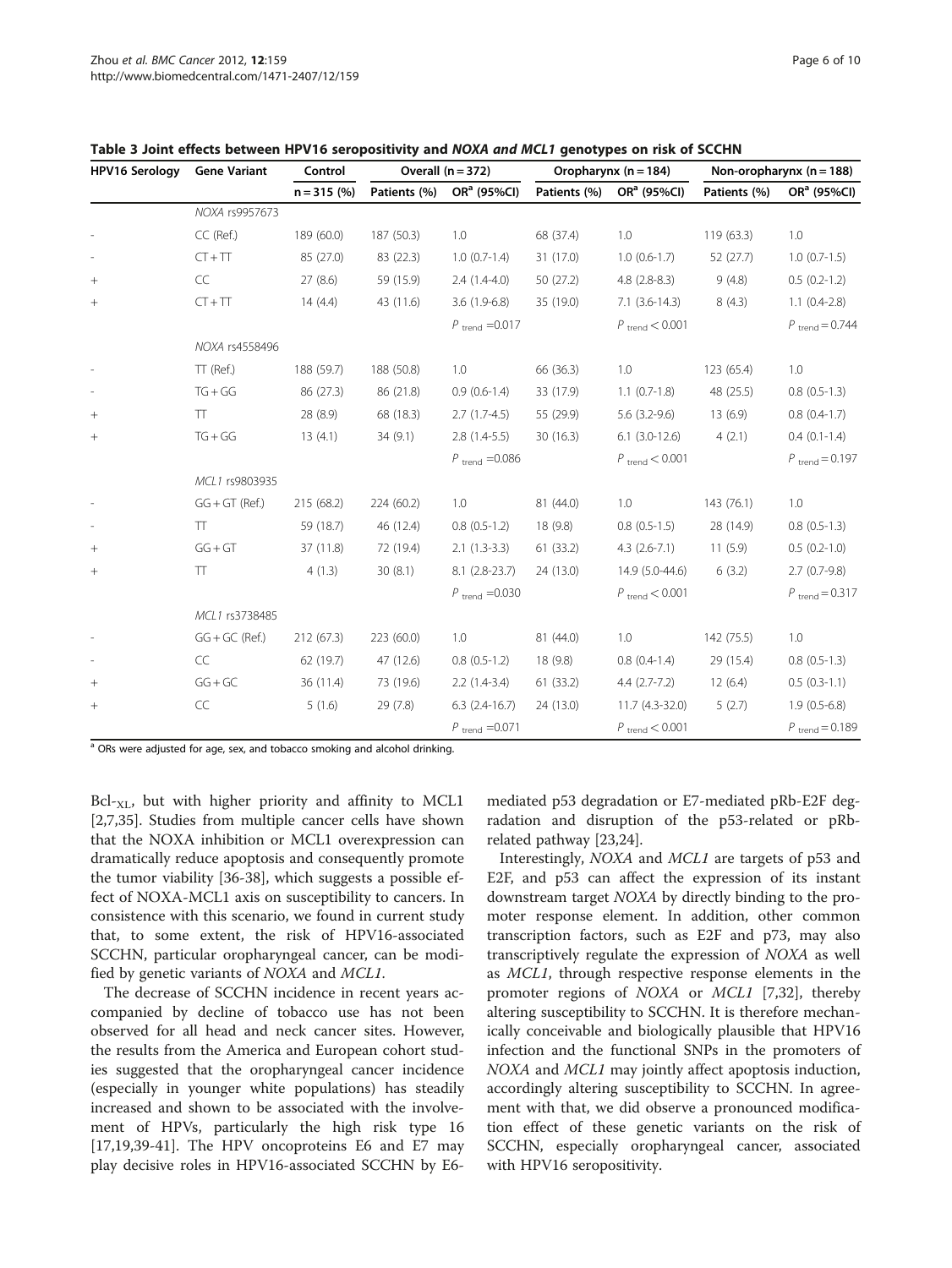**Table 3 Joint effects between HPV16 seropositivity and *NOXA and MCL1* genotypes on risk of SCCHN**

| HPV16 Serology | Gene Variant | Control | Overall (n = 372) | | Oropharynx (n = 184) | | Non-oropharynx (n = 188) | |
|---|---|---|---|---|---|---|---|---|
| | | n = 315 (%) | Patients (%) | OR[a] (95%CI) | Patients (%) | OR[a] (95%CI) | Patients (%) | OR[a] (95%CI) |
| | *NOXA* rs9957673 | | | | | | | |
| - | CC (Ref.) | 189 (60.0) | 187 (50.3) | 1.0 | 68 (37.4) | 1.0 | 119 (63.3) | 1.0 |
| - | CT + TT | 85 (27.0) | 83 (22.3) | 1.0 (0.7-1.4) | 31 (17.0) | 1.0 (0.6-1.7) | 52 (27.7) | 1.0 (0.7-1.5) |
| + | CC | 27 (8.6) | 59 (15.9) | 2.4 (1.4-4.0) | 50 (27.2) | 4.8 (2.8-8.3) | 9 (4.8) | 0.5 (0.2-1.2) |
| + | CT + TT | 14 (4.4) | 43 (11.6) | 3.6 (1.9-6.8) | 35 (19.0) | 7.1 (3.6-14.3) | 8 (4.3) | 1.1 (0.4-2.8) |
| | | | | $P_{trend}$ =0.017 | | $P_{trend} < 0.001$ | | $P_{trend} = 0.744$ |
| | *NOXA* rs4558496 | | | | | | | |
| - | TT (Ref.) | 188 (59.7) | 188 (50.8) | 1.0 | 66 (36.3) | 1.0 | 123 (65.4) | 1.0 |
| - | TG + GG | 86 (27.3) | 86 (21.8) | 0.9 (0.6-1.4) | 33 (17.9) | 1.1 (0.7-1.8) | 48 (25.5) | 0.8 (0.5-1.3) |
| + | TT | 28 (8.9) | 68 (18.3) | 2.7 (1.7-4.5) | 55 (29.9) | 5.6 (3.2-9.6) | 13 (6.9) | 0.8 (0.4-1.7) |
| + | TG + GG | 13 (4.1) | 34 (9.1) | 2.8 (1.4-5.5) | 30 (16.3) | 6.1 (3.0-12.6) | 4 (2.1) | 0.4 (0.1-1.4) |
| | | | | $P_{trend}$ =0.086 | | $P_{trend} < 0.001$ | | $P_{trend} = 0.197$ |
| | *MCL1* rs9803935 | | | | | | | |
| - | GG + GT (Ref.) | 215 (68.2) | 224 (60.2) | 1.0 | 81 (44.0) | 1.0 | 143 (76.1) | 1.0 |
| - | TT | 59 (18.7) | 46 (12.4) | 0.8 (0.5-1.2) | 18 (9.8) | 0.8 (0.5-1.5) | 28 (14.9) | 0.8 (0.5-1.3) |
| + | GG + GT | 37 (11.8) | 72 (19.4) | 2.1 (1.3-3.3) | 61 (33.2) | 4.3 (2.6-7.1) | 11 (5.9) | 0.5 (0.2-1.0) |
| + | TT | 4 (1.3) | 30 (8.1) | 8.1 (2.8-23.7) | 24 (13.0) | 14.9 (5.0-44.6) | 6 (3.2) | 2.7 (0.7-9.8) |
| | | | | $P_{trend}$ =0.030 | | $P_{trend} < 0.001$ | | $P_{trend} = 0.317$ |
| | *MCL1* rs3738485 | | | | | | | |
| - | GG + GC (Ref.) | 212 (67.3) | 223 (60.0) | 1.0 | 81 (44.0) | 1.0 | 142 (75.5) | 1.0 |
| - | CC | 62 (19.7) | 47 (12.6) | 0.8 (0.5-1.2) | 18 (9.8) | 0.8 (0.4-1.4) | 29 (15.4) | 0.8 (0.5-1.3) |
| + | GG + GC | 36 (11.4) | 73 (19.6) | 2.2 (1.4-3.4) | 61 (33.2) | 4.4 (2.7-7.2) | 12 (6.4) | 0.5 (0.3-1.1) |
| + | CC | 5 (1.6) | 29 (7.8) | 6.3 (2.4-16.7) | 24 (13.0) | 11.7 (4.3-32.0) | 5 (2.7) | 1.9 (0.5-6.8) |
| | | | | $P_{trend}$ =0.071 | | $P_{trend} < 0.001$ | | $P_{trend} = 0.189$ |

[a] ORs were adjusted for age, sex, and tobacco smoking and alcohol drinking.

$Bcl$-$_{XL}$, but with higher priority and affinity to MCL1 [2,7,35]. Studies from multiple cancer cells have shown that the NOXA inhibition or MCL1 overexpression can dramatically reduce apoptosis and consequently promote the tumor viability [36-38], which suggests a possible effect of NOXA-MCL1 axis on susceptibility to cancers. In consistence with this scenario, we found in current study that, to some extent, the risk of HPV16-associated SCCHN, particular oropharyngeal cancer, can be modified by genetic variants of *NOXA* and *MCL1*.

The decrease of SCCHN incidence in recent years accompanied by decline of tobacco use has not been observed for all head and neck cancer sites. However, the results from the America and European cohort studies suggested that the oropharyngeal cancer incidence (especially in younger white populations) has steadily increased and shown to be associated with the involvement of HPVs, particularly the high risk type 16 [17,19,39-41]. The HPV oncoproteins E6 and E7 may play decisive roles in HPV16-associated SCCHN by E6-mediated p53 degradation or E7-mediated pRb-E2F degradation and disruption of the p53-related or pRb-related pathway [23,24].

Interestingly, *NOXA* and *MCL1* are targets of p53 and E2F, and p53 can affect the expression of its instant downstream target *NOXA* by directly binding to the promoter response element. In addition, other common transcription factors, such as E2F and p73, may also transcriptively regulate the expression of *NOXA* as well as *MCL1*, through respective response elements in the promoter regions of *NOXA* or *MCL1* [7,32], thereby altering susceptibility to SCCHN. It is therefore mechanically conceivable and biologically plausible that HPV16 infection and the functional SNPs in the promoters of *NOXA* and *MCL1* may jointly affect apoptosis induction, accordingly altering susceptibility to SCCHN. In agreement with that, we did observe a pronounced modification effect of these genetic variants on the risk of SCCHN, especially oropharyngeal cancer, associated with HPV16 seropositivity.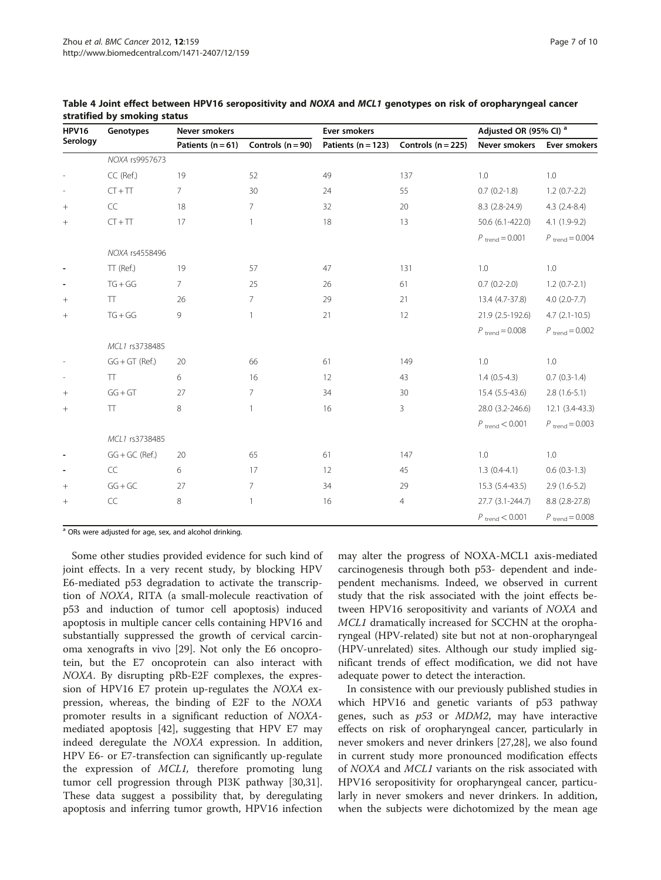**Table 4 Joint effect between HPV16 seropositivity and *NOXA* and *MCL1* genotypes on risk of oropharyngeal cancer stratified by smoking status**

| HPV16 Serology | Genotypes | Never smokers | | Ever smokers | | Adjusted OR (95% CI) [a] | |
|---|---|---|---|---|---|---|---|
| | | Patients (n = 61) | Controls (n = 90) | Patients (n = 123) | Controls (n = 225) | Never smokers | Ever smokers |
| | *NOXA* rs9957673 | | | | | | |
| - | CC (Ref.) | 19 | 52 | 49 | 137 | 1.0 | 1.0 |
| - | CT + TT | 7 | 30 | 24 | 55 | 0.7 (0.2-1.8) | 1.2 (0.7-2.2) |
| + | CC | 18 | 7 | 32 | 20 | 8.3 (2.8-24.9) | 4.3 (2.4-8.4) |
| + | CT + TT | 17 | 1 | 18 | 13 | 50.6 (6.1-422.0) | 4.1 (1.9-9.2) |
| | | | | | | $P_{\text{trend}} = 0.001$ | $P_{\text{trend}} = 0.004$ |
| | *NOXA* rs4558496 | | | | | | |
| - | TT (Ref.) | 19 | 57 | 47 | 131 | 1.0 | 1.0 |
| - | TG + GG | 7 | 25 | 26 | 61 | 0.7 (0.2-2.0) | 1.2 (0.7-2.1) |
| + | TT | 26 | 7 | 29 | 21 | 13.4 (4.7-37.8) | 4.0 (2.0-7.7) |
| + | TG + GG | 9 | 1 | 21 | 12 | 21.9 (2.5-192.6) | 4.7 (2.1-10.5) |
| | | | | | | $P_{\text{trend}} = 0.008$ | $P_{\text{trend}} = 0.002$ |
| | *MCL1* rs3738485 | | | | | | |
| - | GG + GT (Ref.) | 20 | 66 | 61 | 149 | 1.0 | 1.0 |
| - | TT | 6 | 16 | 12 | 43 | 1.4 (0.5-4.3) | 0.7 (0.3-1.4) |
| + | GG + GT | 27 | 7 | 34 | 30 | 15.4 (5.5-43.6) | 2.8 (1.6-5.1) |
| + | TT | 8 | 1 | 16 | 3 | 28.0 (3.2-246.6) | 12.1 (3.4-43.3) |
| | | | | | | $P_{\text{trend}} < 0.001$ | $P_{\text{trend}} = 0.003$ |
| | *MCL1* rs3738485 | | | | | | |
| - | GG + GC (Ref.) | 20 | 65 | 61 | 147 | 1.0 | 1.0 |
| - | CC | 6 | 17 | 12 | 45 | 1.3 (0.4-4.1) | 0.6 (0.3-1.3) |
| + | GG + GC | 27 | 7 | 34 | 29 | 15.3 (5.4-43.5) | 2.9 (1.6-5.2) |
| + | CC | 8 | 1 | 16 | 4 | 27.7 (3.1-244.7) | 8.8 (2.8-27.8) |
| | | | | | | $P_{\text{trend}} < 0.001$ | $P_{\text{trend}} = 0.008$ |

[a] ORs were adjusted for age, sex, and alcohol drinking.

Some other studies provided evidence for such kind of joint effects. In a very recent study, by blocking HPV E6-mediated p53 degradation to activate the transcription of *NOXA*, RITA (a small-molecule reactivation of p53 and induction of tumor cell apoptosis) induced apoptosis in multiple cancer cells containing HPV16 and substantially suppressed the growth of cervical carcinoma xenografts in vivo [29]. Not only the E6 oncoprotein, but the E7 oncoprotein can also interact with *NOXA*. By disrupting pRb-E2F complexes, the expression of HPV16 E7 protein up-regulates the *NOXA* expression, whereas, the binding of E2F to the *NOXA* promoter results in a significant reduction of *NOXA*-mediated apoptosis [42], suggesting that HPV E7 may indeed deregulate the *NOXA* expression. In addition, HPV E6- or E7-transfection can significantly up-regulate the expression of *MCL1*, therefore promoting lung tumor cell progression through PI3K pathway [30,31]. These data suggest a possibility that, by deregulating apoptosis and inferring tumor growth, HPV16 infection may alter the progress of NOXA-MCL1 axis-mediated carcinogenesis through both p53- dependent and independent mechanisms. Indeed, we observed in current study that the risk associated with the joint effects between HPV16 seropositivity and variants of *NOXA* and *MCL1* dramatically increased for SCCHN at the oropharyngeal (HPV-related) site but not at non-oropharyngeal (HPV-unrelated) sites. Although our study implied significant trends of effect modification, we did not have adequate power to detect the interaction.

In consistence with our previously published studies in which HPV16 and genetic variants of p53 pathway genes, such as *p53* or *MDM2*, may have interactive effects on risk of oropharyngeal cancer, particularly in never smokers and never drinkers [27,28], we also found in current study more pronounced modification effects of *NOXA* and *MCL1* variants on the risk associated with HPV16 seropositivity for oropharyngeal cancer, particularly in never smokers and never drinkers. In addition, when the subjects were dichotomized by the mean age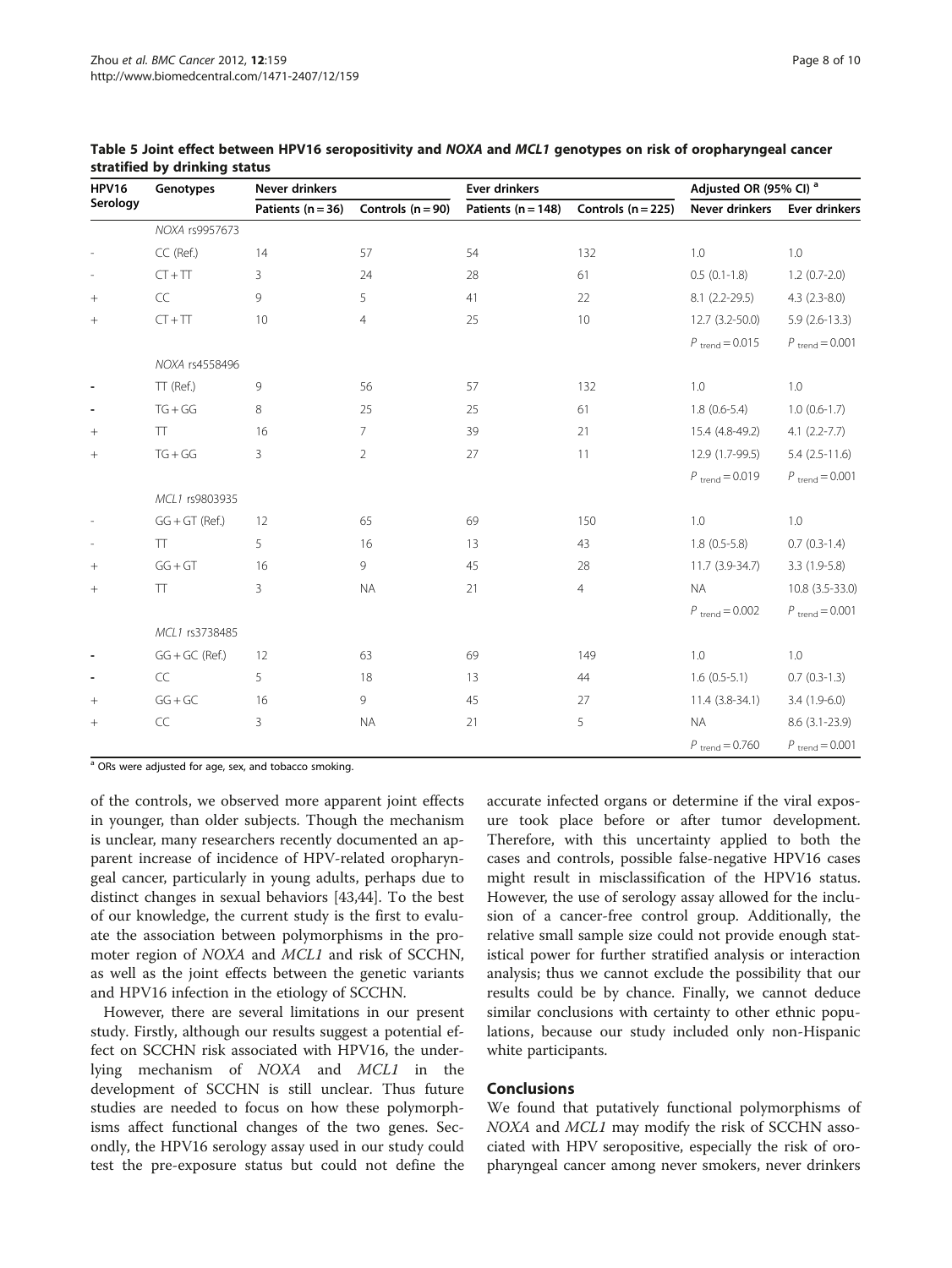**Table 5 Joint effect between HPV16 seropositivity and *NOXA* and *MCL1* genotypes on risk of oropharyngeal cancer stratified by drinking status**

| HPV16 Serology | Genotypes | Never drinkers | | Ever drinkers | | Adjusted OR (95% CI) [a] | |
|---|---|---|---|---|---|---|---|
| | | Patients (n = 36) | Controls (n = 90) | Patients (n = 148) | Controls (n = 225) | Never drinkers | Ever drinkers |
| | *NOXA* rs9957673 | | | | | | |
| - | CC (Ref.) | 14 | 57 | 54 | 132 | 1.0 | 1.0 |
| - | CT + TT | 3 | 24 | 28 | 61 | 0.5 (0.1-1.8) | 1.2 (0.7-2.0) |
| + | CC | 9 | 5 | 41 | 22 | 8.1 (2.2-29.5) | 4.3 (2.3-8.0) |
| + | CT + TT | 10 | 4 | 25 | 10 | 12.7 (3.2-50.0) | 5.9 (2.6-13.3) |
| | | | | | | $P_{\text{trend}} = 0.015$ | $P_{\text{trend}} = 0.001$ |
| | *NOXA* rs4558496 | | | | | | |
| - | TT (Ref.) | 9 | 56 | 57 | 132 | 1.0 | 1.0 |
| - | TG + GG | 8 | 25 | 25 | 61 | 1.8 (0.6-5.4) | 1.0 (0.6-1.7) |
| + | TT | 16 | 7 | 39 | 21 | 15.4 (4.8-49.2) | 4.1 (2.2-7.7) |
| + | TG + GG | 3 | 2 | 27 | 11 | 12.9 (1.7-99.5) | 5.4 (2.5-11.6) |
| | | | | | | $P_{\text{trend}} = 0.019$ | $P_{\text{trend}} = 0.001$ |
| | *MCL1* rs9803935 | | | | | | |
| - | GG + GT (Ref.) | 12 | 65 | 69 | 150 | 1.0 | 1.0 |
| - | TT | 5 | 16 | 13 | 43 | 1.8 (0.5-5.8) | 0.7 (0.3-1.4) |
| + | GG + GT | 16 | 9 | 45 | 28 | 11.7 (3.9-34.7) | 3.3 (1.9-5.8) |
| + | TT | 3 | NA | 21 | 4 | NA | 10.8 (3.5-33.0) |
| | | | | | | $P_{\text{trend}} = 0.002$ | $P_{\text{trend}} = 0.001$ |
| | *MCL1* rs3738485 | | | | | | |
| - | GG + GC (Ref.) | 12 | 63 | 69 | 149 | 1.0 | 1.0 |
| - | CC | 5 | 18 | 13 | 44 | 1.6 (0.5-5.1) | 0.7 (0.3-1.3) |
| + | GG + GC | 16 | 9 | 45 | 27 | 11.4 (3.8-34.1) | 3.4 (1.9-6.0) |
| + | CC | 3 | NA | 21 | 5 | NA | 8.6 (3.1-23.9) |
| | | | | | | $P_{\text{trend}} = 0.760$ | $P_{\text{trend}} = 0.001$ |

[a] ORs were adjusted for age, sex, and tobacco smoking.

of the controls, we observed more apparent joint effects in younger, than older subjects. Though the mechanism is unclear, many researchers recently documented an apparent increase of incidence of HPV-related oropharyngeal cancer, particularly in young adults, perhaps due to distinct changes in sexual behaviors [43,44]. To the best of our knowledge, the current study is the first to evaluate the association between polymorphisms in the promoter region of *NOXA* and *MCL1* and risk of SCCHN, as well as the joint effects between the genetic variants and HPV16 infection in the etiology of SCCHN.

However, there are several limitations in our present study. Firstly, although our results suggest a potential effect on SCCHN risk associated with HPV16, the underlying mechanism of *NOXA* and *MCL1* in the development of SCCHN is still unclear. Thus future studies are needed to focus on how these polymorphisms affect functional changes of the two genes. Secondly, the HPV16 serology assay used in our study could test the pre-exposure status but could not define the accurate infected organs or determine if the viral exposure took place before or after tumor development. Therefore, with this uncertainty applied to both the cases and controls, possible false-negative HPV16 cases might result in misclassification of the HPV16 status. However, the use of serology assay allowed for the inclusion of a cancer-free control group. Additionally, the relative small sample size could not provide enough statistical power for further stratified analysis or interaction analysis; thus we cannot exclude the possibility that our results could be by chance. Finally, we cannot deduce similar conclusions with certainty to other ethnic populations, because our study included only non-Hispanic white participants.

## Conclusions

We found that putatively functional polymorphisms of *NOXA* and *MCL1* may modify the risk of SCCHN associated with HPV seropositive, especially the risk of oropharyngeal cancer among never smokers, never drinkers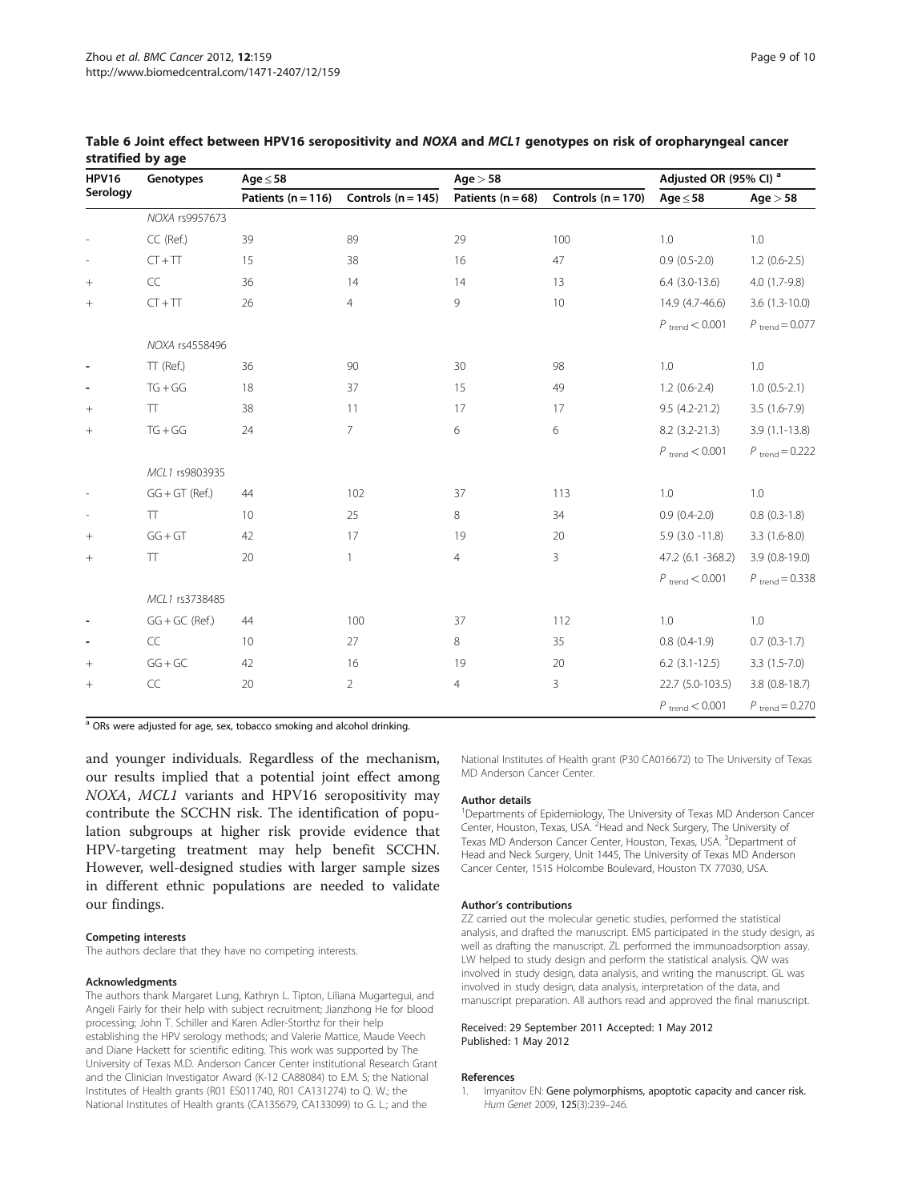**Table 6 Joint effect between HPV16 seropositivity and *NOXA* and *MCL1* genotypes on risk of oropharyngeal cancer stratified by age**

| HPV16 Serology | Genotypes | Age ≤ 58 | | Age > 58 | | Adjusted OR (95% CI) [a] | |
|---|---|---|---|---|---|---|---|
| | | Patients (n = 116) | Controls (n = 145) | Patients (n = 68) | Controls (n = 170) | Age ≤ 58 | Age > 58 |
| | *NOXA* rs9957673 | | | | | | |
| - | CC (Ref.) | 39 | 89 | 29 | 100 | 1.0 | 1.0 |
| - | CT + TT | 15 | 38 | 16 | 47 | 0.9 (0.5-2.0) | 1.2 (0.6-2.5) |
| + | CC | 36 | 14 | 14 | 13 | 6.4 (3.0-13.6) | 4.0 (1.7-9.8) |
| + | CT + TT | 26 | 4 | 9 | 10 | 14.9 (4.7-46.6) | 3.6 (1.3-10.0) |
| | | | | | | $P_{trend} < 0.001$ | $P_{trend} = 0.077$ |
| | *NOXA* rs4558496 | | | | | | |
| - | TT (Ref.) | 36 | 90 | 30 | 98 | 1.0 | 1.0 |
| - | TG + GG | 18 | 37 | 15 | 49 | 1.2 (0.6-2.4) | 1.0 (0.5-2.1) |
| + | TT | 38 | 11 | 17 | 17 | 9.5 (4.2-21.2) | 3.5 (1.6-7.9) |
| + | TG + GG | 24 | 7 | 6 | 6 | 8.2 (3.2-21.3) | 3.9 (1.1-13.8) |
| | | | | | | $P_{trend} < 0.001$ | $P_{trend} = 0.222$ |
| | *MCL1* rs9803935 | | | | | | |
| - | GG + GT (Ref.) | 44 | 102 | 37 | 113 | 1.0 | 1.0 |
| - | TT | 10 | 25 | 8 | 34 | 0.9 (0.4-2.0) | 0.8 (0.3-1.8) |
| + | GG + GT | 42 | 17 | 19 | 20 | 5.9 (3.0 -11.8) | 3.3 (1.6-8.0) |
| + | TT | 20 | 1 | 4 | 3 | 47.2 (6.1 -368.2) | 3.9 (0.8-19.0) |
| | | | | | | $P_{trend} < 0.001$ | $P_{trend} = 0.338$ |
| | *MCL1* rs3738485 | | | | | | |
| - | GG + GC (Ref.) | 44 | 100 | 37 | 112 | 1.0 | 1.0 |
| - | CC | 10 | 27 | 8 | 35 | 0.8 (0.4-1.9) | 0.7 (0.3-1.7) |
| + | GG + GC | 42 | 16 | 19 | 20 | 6.2 (3.1-12.5) | 3.3 (1.5-7.0) |
| + | CC | 20 | 2 | 4 | 3 | 22.7 (5.0-103.5) | 3.8 (0.8-18.7) |
| | | | | | | $P_{trend} < 0.001$ | $P_{trend} = 0.270$ |

[a] ORs were adjusted for age, sex, tobacco smoking and alcohol drinking.

and younger individuals. Regardless of the mechanism, our results implied that a potential joint effect among *NOXA*, *MCL1* variants and HPV16 seropositivity may contribute the SCCHN risk. The identification of population subgroups at higher risk provide evidence that HPV-targeting treatment may help benefit SCCHN. However, well-designed studies with larger sample sizes in different ethnic populations are needed to validate our findings.

#### Competing interests
The authors declare that they have no competing interests.

#### Acknowledgments
The authors thank Margaret Lung, Kathryn L. Tipton, Liliana Mugartegui, and Angeli Fairly for their help with subject recruitment; Jianzhong He for blood processing; John T. Schiller and Karen Adler-Storthz for their help establishing the HPV serology methods; and Valerie Mattice, Maude Veech and Diane Hackett for scientific editing. This work was supported by The University of Texas M.D. Anderson Cancer Center institutional Research Grant and the Clinician Investigator Award (K-12 CA88084) to E.M. S; the National Institutes of Health grants (R01 ES011740, R01 CA131274) to Q. W.; the National Institutes of Health grants (CA135679, CA133099) to G. L.; and the National Institutes of Health grant (P30 CA016672) to The University of Texas MD Anderson Cancer Center.

#### Author details
[1]Departments of Epidemiology, The University of Texas MD Anderson Cancer Center, Houston, Texas, USA. [2]Head and Neck Surgery, The University of Texas MD Anderson Cancer Center, Houston, Texas, USA. [3]Department of Head and Neck Surgery, Unit 1445, The University of Texas MD Anderson Cancer Center, 1515 Holcombe Boulevard, Houston TX 77030, USA.

#### Author's contributions
ZZ carried out the molecular genetic studies, performed the statistical analysis, and drafted the manuscript. EMS participated in the study design, as well as drafting the manuscript. ZL performed the immunoadsorption assay. LW helped to study design and perform the statistical analysis. QW was involved in study design, data analysis, and writing the manuscript. GL was involved in study design, data analysis, interpretation of the data, and manuscript preparation. All authors read and approved the final manuscript.

Received: 29 September 2011 Accepted: 1 May 2012
Published: 1 May 2012

#### References
1. Imyanitov EN: **Gene polymorphisms, apoptotic capacity and cancer risk.** *Hum Genet* 2009, **125**(3):239–246.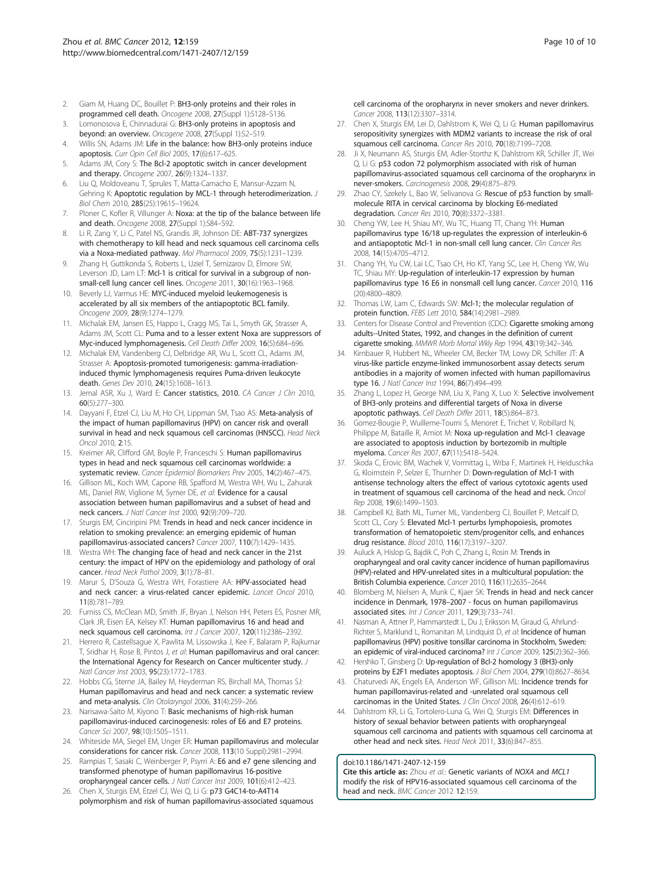2. Giam M, Huang DC, Bouillet P: **BH3-only proteins and their roles in programmed cell death.** *Oncogene* 2008, **27**(Suppl 1):S128–S136.
3. Lomonosova E, Chinnadurai G: **BH3-only proteins in apoptosis and beyond: an overview.** *Oncogene* 2008, **27**(Suppl 1):S2–S19.
4. Willis SN, Adams JM: **Life in the balance: how BH3-only proteins induce apoptosis.** *Curr Opin Cell Biol* 2005, **17**(6):617–625.
5. Adams JM, Cory S: **The Bcl-2 apoptotic switch in cancer development and therapy.** *Oncogene* 2007, **26**(9):1324–1337.
6. Liu Q, Moldoveanu T, Sprules T, Matta-Camacho E, Mansur-Azzam N, Gehring K: **Apoptotic regulation by MCL-1 through heterodimerization.** *J Biol Chem* 2010, **285**(25):19615–19624.
7. Ploner C, Kofler R, Villunger A: **Noxa: at the tip of the balance between life and death.** *Oncogene* 2008, **27**(Suppl 1):S84–S92.
8. Li R, Zang Y, Li C, Patel NS, Grandis JR, Johnson DE: **ABT-737 synergizes with chemotherapy to kill head and neck squamous cell carcinoma cells via a Noxa-mediated pathway.** *Mol Pharmacol* 2009, **75**(5):1231–1239.
9. Zhang H, Guttikonda S, Roberts L, Uziel T, Semizarov D, Elmore SW, Leverson JD, Lam LT: **Mcl-1 is critical for survival in a subgroup of non-small-cell lung cancer cell lines.** *Oncogene* 2011, **30**(16):1963–1968.
10. Beverly LJ, Varmus HE: **MYC-induced myeloid leukemogenesis is accelerated by all six members of the antiapoptotic BCL family.** *Oncogene* 2009, **28**(9):1274–1279.
11. Michalak EM, Jansen ES, Happo L, Cragg MS, Tai L, Smyth GK, Strasser A, Adams JM, Scott CL: **Puma and to a lesser extent Noxa are suppressors of Myc-induced lymphomagenesis.** *Cell Death Differ* 2009, **16**(5):684–696.
12. Michalak EM, Vandenberg CJ, Delbridge AR, Wu L, Scott CL, Adams JM, Strasser A: **Apoptosis-promoted tumorigenesis: gamma-irradiation-induced thymic lymphomagenesis requires Puma-driven leukocyte death.** *Genes Dev* 2010, **24**(15):1608–1613.
13. Jemal ASR, Xu J, Ward E: **Cancer statistics, 2010.** *CA Cancer J Clin* 2010, **60**(5):277–300.
14. Dayyani F, Etzel CJ, Liu M, Ho CH, Lippman SM, Tsao AS: **Meta-analysis of the impact of human papillomavirus (HPV) on cancer risk and overall survival in head and neck squamous cell carcinomas (HNSCC).** *Head Neck Oncol* 2010, **2**:15.
15. Kreimer AR, Clifford GM, Boyle P, Franceschi S: **Human papillomavirus types in head and neck squamous cell carcinomas worldwide: a systematic review.** *Cancer Epidemiol Biomarkers Prev* 2005, **14**(2):467–475.
16. Gillison ML, Koch WM, Capone RB, Spafford M, Westra WH, Wu L, Zahurak ML, Daniel RW, Viglione M, Symer DE, *et al*: **Evidence for a causal association between human papillomavirus and a subset of head and neck cancers.** *J Natl Cancer Inst* 2000, **92**(9):709–720.
17. Sturgis EM, Cinciripini PM: **Trends in head and neck cancer incidence in relation to smoking prevalence: an emerging epidemic of human papillomavirus-associated cancers?** *Cancer* 2007, **110**(7):1429–1435.
18. Westra WH: **The changing face of head and neck cancer in the 21st century: the impact of HPV on the epidemiology and pathology of oral cancer.** *Head Neck Pathol* 2009, **3**(1):78–81.
19. Marur S, D'Souza G, Westra WH, Forastiere AA: **HPV-associated head and neck cancer: a virus-related cancer epidemic.** *Lancet Oncol* 2010, **11**(8):781–789.
20. Furniss CS, McClean MD, Smith JF, Bryan J, Nelson HH, Peters ES, Posner MR, Clark JR, Eisen EA, Kelsey KT: **Human papillomavirus 16 and head and neck squamous cell carcinoma.** *Int J Cancer* 2007, **120**(11):2386–2392.
21. Herrero R, Castellsague X, Pawlita M, Lissowska J, Kee F, Balaram P, Rajkumar T, Sridhar H, Rose B, Pintos J, *et al*: **Human papillomavirus and oral cancer: the International Agency for Research on Cancer multicenter study.** *J Natl Cancer Inst* 2003, **95**(23):1772–1783.
22. Hobbs CG, Sterne JA, Bailey M, Heyderman RS, Birchall MA, Thomas SJ: **Human papillomavirus and head and neck cancer: a systematic review and meta-analysis.** *Clin Otolaryngol* 2006, **31**(4):259–266.
23. Narisawa-Saito M, Kiyono T: **Basic mechanisms of high-risk human papillomavirus-induced carcinogenesis: roles of E6 and E7 proteins.** *Cancer Sci* 2007, **98**(10):1505–1511.
24. Whiteside MA, Siegel EM, Unger ER: **Human papillomavirus and molecular considerations for cancer risk.** *Cancer* 2008, **113**(10 Suppl):2981–2994.
25. Rampias T, Sasaki C, Weinberger P, Psyrri A: **E6 and e7 gene silencing and transformed phenotype of human papillomavirus 16-positive oropharyngeal cancer cells.** *J Natl Cancer Inst* 2009, **101**(6):412–423.
26. Chen X, Sturgis EM, Etzel CJ, Wei Q, Li G: **p73 G4C14-to-A4T14 polymorphism and risk of human papillomavirus-associated squamous cell carcinoma of the oropharynx in never smokers and never drinkers.** *Cancer* 2008, **113**(12):3307–3314.
27. Chen X, Sturgis EM, Lei D, Dahlstrom K, Wei Q, Li G: **Human papillomavirus seropositivity synergizes with MDM2 variants to increase the risk of oral squamous cell carcinoma.** *Cancer Res* 2010, **70**(18):7199–7208.
28. Ji X, Neumann AS, Sturgis EM, Adler-Storthz K, Dahlstrom KR, Schiller JT, Wei Q, Li G: **p53 codon 72 polymorphism associated with risk of human papillomavirus-associated squamous cell carcinoma of the oropharynx in never-smokers.** *Carcinogenesis* 2008, **29**(4):875–879.
29. Zhao CY, Szekely L, Bao W, Selivanova G: **Rescue of p53 function by small-molecule RITA in cervical carcinoma by blocking E6-mediated degradation.** *Cancer Res* 2010, **70**(8):3372–3381.
30. Cheng YW, Lee H, Shiau MY, Wu TC, Huang TT, Chang YH: **Human papillomavirus type 16/18 up-regulates the expression of interleukin-6 and antiapoptotic Mcl-1 in non-small cell lung cancer.** *Clin Cancer Res* 2008, **14**(15):4705–4712.
31. Chang YH, Yu CW, Lai LC, Tsao CH, Ho KT, Yang SC, Lee H, Cheng YW, Wu TC, Shiau MY: **Up-regulation of interleukin-17 expression by human papillomavirus type 16 E6 in nonsmall cell lung cancer.** *Cancer* 2010, **116**(20):4800–4809.
32. Thomas LW, Lam C, Edwards SW: **Mcl-1; the molecular regulation of protein function.** *FEBS Lett* 2010, **584**(14):2981–2989.
33. Centers for Disease Control and Prevention (CDC): **Cigarette smoking among adults--United States, 1992, and changes in the definition of current cigarette smoking.** *MMWR Morb Mortal Wkly Rep* 1994, **43**(19):342–346.
34. Kirnbauer R, Hubbert NL, Wheeler CM, Becker TM, Lowy DR, Schiller JT: **A virus-like particle enzyme-linked immunosorbent assay detects serum antibodies in a majority of women infected with human papillomavirus type 16.** *J Natl Cancer Inst* 1994, **86**(7):494–499.
35. Zhang L, Lopez H, George NM, Liu X, Pang X, Luo X: **Selective involvement of BH3-only proteins and differential targets of Noxa in diverse apoptotic pathways.** *Cell Death Differ* 2011, **18**(5):864–873.
36. Gomez-Bougie P, Wuilleme-Toumi S, Menoret E, Trichet V, Robillard N, Philippe M, Bataille R, Amiot M: **Noxa up-regulation and Mcl-1 cleavage are associated to apoptosis induction by bortezomib in multiple myeloma.** *Cancer Res* 2007, **67**(11):5418–5424.
37. Skoda C, Erovic BM, Wachek V, Vormittag L, Wrba F, Martinek H, Heiduschka G, Kloimstein P, Selzer E, Thurnher D: **Down-regulation of Mcl-1 with antisense technology alters the effect of various cytotoxic agents used in treatment of squamous cell carcinoma of the head and neck.** *Oncol Rep* 2008, **19**(6):1499–1503.
38. Campbell KJ, Bath ML, Turner ML, Vandenberg CJ, Bouillet P, Metcalf D, Scott CL, Cory S: **Elevated Mcl-1 perturbs lymphopoiesis, promotes transformation of hematopoietic stem/progenitor cells, and enhances drug resistance.** *Blood* 2010, **116**(17):3197–3207.
39. Auluck A, Hislop G, Bajdik C, Poh C, Zhang L, Rosin M: **Trends in oropharyngeal and oral cavity cancer incidence of human papillomavirus (HPV)-related and HPV-unrelated sites in a multicultural population: the British Columbia experience.** *Cancer* 2010, **116**(11):2635–2644.
40. Blomberg M, Nielsen A, Munk C, Kjaer SK: **Trends in head and neck cancer incidence in Denmark, 1978–2007 - focus on human papillomavirus associated sites.** *Int J Cancer* 2011, **129**(3):733–741.
41. Nasman A, Attner P, Hammarstedt L, Du J, Eriksson M, Giraud G, Ahrlund-Richter S, Marklund L, Romanitan M, Lindquist D, *et al*: **Incidence of human papillomavirus (HPV) positive tonsillar carcinoma in Stockholm, Sweden: an epidemic of viral-induced carcinoma?** *Int J Cancer* 2009, **125**(2):362–366.
42. Hershko T, Ginsberg D: **Up-regulation of Bcl-2 homology 3 (BH3)-only proteins by E2F1 mediates apoptosis.** *J Biol Chem* 2004, **279**(10):8627–8634.
43. Chaturvedi AK, Engels EA, Anderson WF, Gillison ML: **Incidence trends for human papillomavirus-related and -unrelated oral squamous cell carcinomas in the United States.** *J Clin Oncol* 2008, **26**(4):612–619.
44. Dahlstrom KR, Li G, Tortolero-Luna G, Wei Q, Sturgis EM: **Differences in history of sexual behavior between patients with oropharyngeal squamous cell carcinoma and patients with squamous cell carcinoma at other head and neck sites.** *Head Neck* 2011, **33**(6):847–855.

doi:10.1186/1471-2407-12-159

**Cite this article as:** Zhou *et al.*: Genetic variants of *NOXA* and *MCL1* modify the risk of HPV16-associated squamous cell carcinoma of the head and neck. *BMC Cancer* 2012 **12**:159.